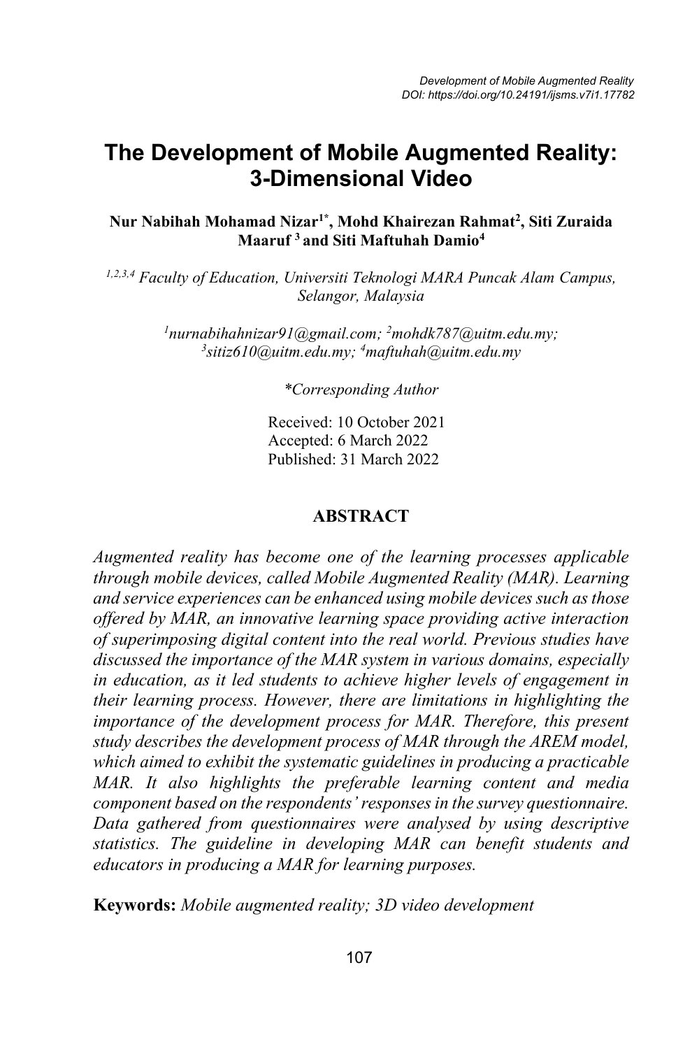# The Development of Mobile Augmented Reality: 3-Dimensional Video

**Nur Nabihah Mohamad Nizar[1*], Mohd Khairezan Rahmat[2], Siti Zuraida Maaruf[3] and Siti Maftuhah Damio[4]**

[1,2,3,4] *Faculty of Education, Universiti Teknologi MARA Puncak Alam Campus, Selangor, Malaysia*

[1]*nurnabihahnizar91@gmail.com;* [2]*mohdk787@uitm.edu.my;* [3]*sitiz610@uitm.edu.my;* [4]*maftuhah@uitm.edu.my*

*\*Corresponding Author*

Received: 10 October 2021
Accepted: 6 March 2022
Published: 31 March 2022

## ABSTRACT

*Augmented reality has become one of the learning processes applicable through mobile devices, called Mobile Augmented Reality (MAR). Learning and service experiences can be enhanced using mobile devices such as those offered by MAR, an innovative learning space providing active interaction of superimposing digital content into the real world. Previous studies have discussed the importance of the MAR system in various domains, especially in education, as it led students to achieve higher levels of engagement in their learning process. However, there are limitations in highlighting the importance of the development process for MAR. Therefore, this present study describes the development process of MAR through the AREM model, which aimed to exhibit the systematic guidelines in producing a practicable MAR. It also highlights the preferable learning content and media component based on the respondents' responses in the survey questionnaire. Data gathered from questionnaires were analysed by using descriptive statistics. The guideline in developing MAR can benefit students and educators in producing a MAR for learning purposes.*

**Keywords:** *Mobile augmented reality; 3D video development*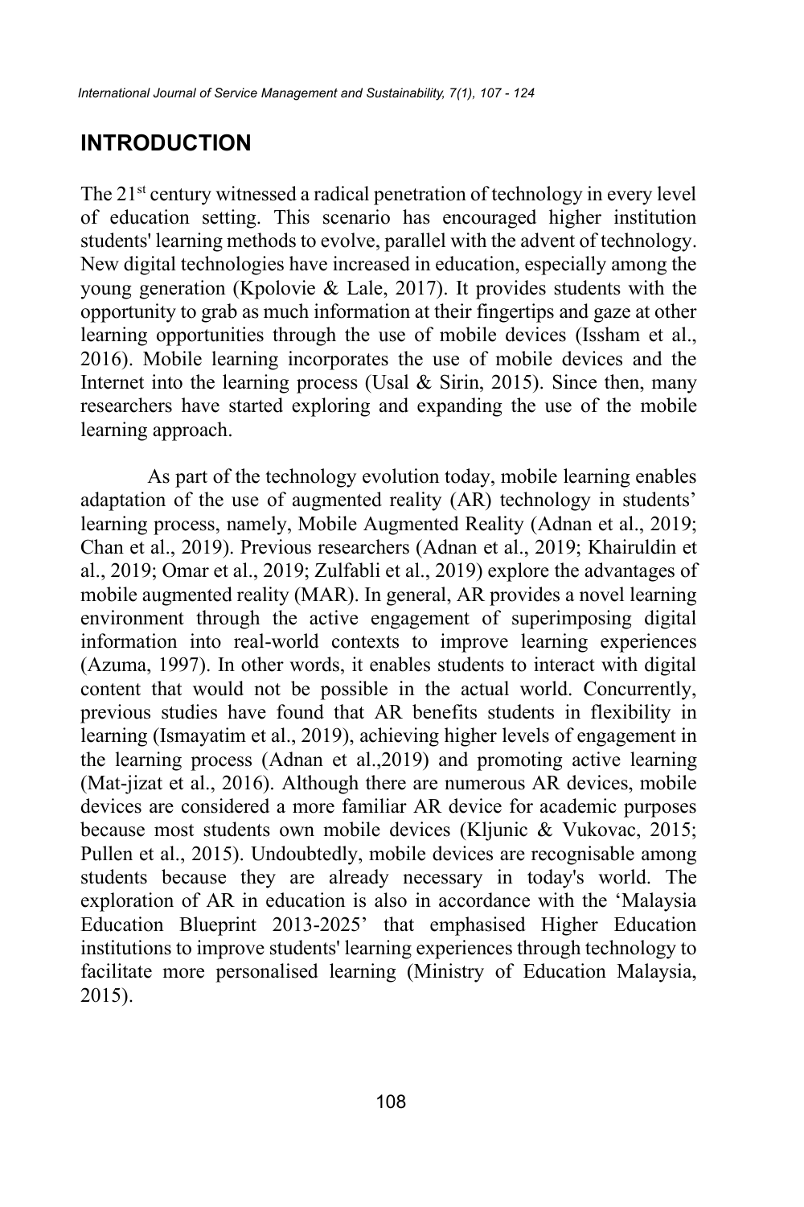## INTRODUCTION

The 21st century witnessed a radical penetration of technology in every level of education setting. This scenario has encouraged higher institution students' learning methods to evolve, parallel with the advent of technology. New digital technologies have increased in education, especially among the young generation (Kpolovie & Lale, 2017). It provides students with the opportunity to grab as much information at their fingertips and gaze at other learning opportunities through the use of mobile devices (Issham et al., 2016). Mobile learning incorporates the use of mobile devices and the Internet into the learning process (Usal & Sirin, 2015). Since then, many researchers have started exploring and expanding the use of the mobile learning approach.

As part of the technology evolution today, mobile learning enables adaptation of the use of augmented reality (AR) technology in students' learning process, namely, Mobile Augmented Reality (Adnan et al., 2019; Chan et al., 2019). Previous researchers (Adnan et al., 2019; Khairuldin et al., 2019; Omar et al., 2019; Zulfabli et al., 2019) explore the advantages of mobile augmented reality (MAR). In general, AR provides a novel learning environment through the active engagement of superimposing digital information into real-world contexts to improve learning experiences (Azuma, 1997). In other words, it enables students to interact with digital content that would not be possible in the actual world. Concurrently, previous studies have found that AR benefits students in flexibility in learning (Ismayatim et al., 2019), achieving higher levels of engagement in the learning process (Adnan et al.,2019) and promoting active learning (Mat-jizat et al., 2016). Although there are numerous AR devices, mobile devices are considered a more familiar AR device for academic purposes because most students own mobile devices (Kljunic & Vukovac, 2015; Pullen et al., 2015). Undoubtedly, mobile devices are recognisable among students because they are already necessary in today's world. The exploration of AR in education is also in accordance with the 'Malaysia Education Blueprint 2013-2025' that emphasised Higher Education institutions to improve students' learning experiences through technology to facilitate more personalised learning (Ministry of Education Malaysia, 2015).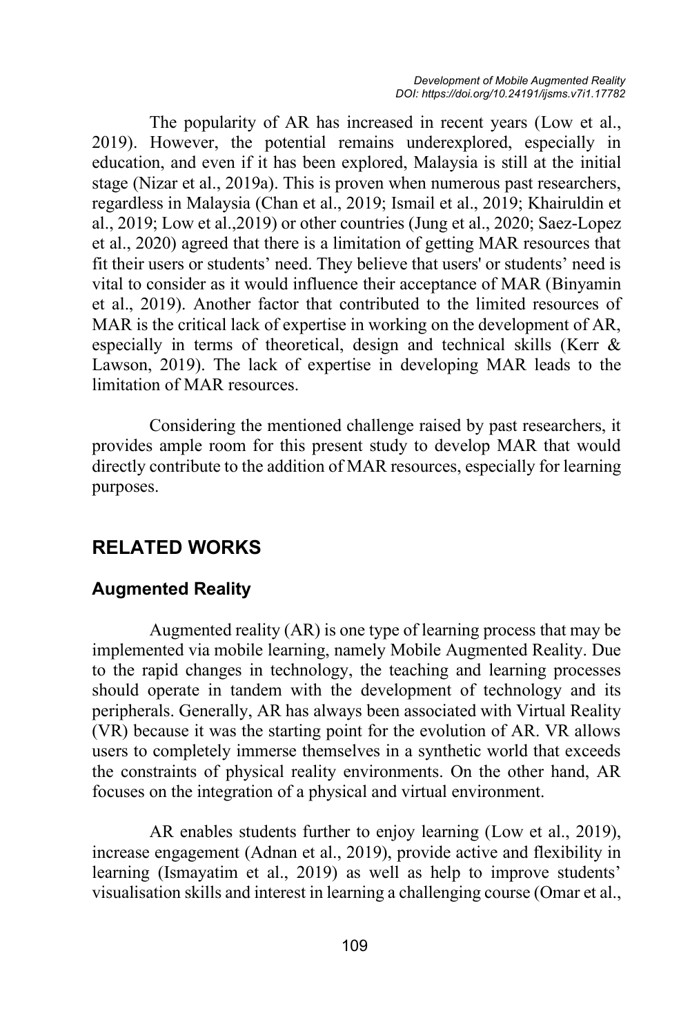The popularity of AR has increased in recent years (Low et al., 2019). However, the potential remains underexplored, especially in education, and even if it has been explored, Malaysia is still at the initial stage (Nizar et al., 2019a). This is proven when numerous past researchers, regardless in Malaysia (Chan et al., 2019; Ismail et al., 2019; Khairuldin et al., 2019; Low et al.,2019) or other countries (Jung et al., 2020; Saez-Lopez et al., 2020) agreed that there is a limitation of getting MAR resources that fit their users or students' need. They believe that users' or students' need is vital to consider as it would influence their acceptance of MAR (Binyamin et al., 2019). Another factor that contributed to the limited resources of MAR is the critical lack of expertise in working on the development of AR, especially in terms of theoretical, design and technical skills (Kerr & Lawson, 2019). The lack of expertise in developing MAR leads to the limitation of MAR resources.

Considering the mentioned challenge raised by past researchers, it provides ample room for this present study to develop MAR that would directly contribute to the addition of MAR resources, especially for learning purposes.

## RELATED WORKS

### Augmented Reality

Augmented reality (AR) is one type of learning process that may be implemented via mobile learning, namely Mobile Augmented Reality. Due to the rapid changes in technology, the teaching and learning processes should operate in tandem with the development of technology and its peripherals. Generally, AR has always been associated with Virtual Reality (VR) because it was the starting point for the evolution of AR. VR allows users to completely immerse themselves in a synthetic world that exceeds the constraints of physical reality environments. On the other hand, AR focuses on the integration of a physical and virtual environment.

AR enables students further to enjoy learning (Low et al., 2019), increase engagement (Adnan et al., 2019), provide active and flexibility in learning (Ismayatim et al., 2019) as well as help to improve students' visualisation skills and interest in learning a challenging course (Omar et al.,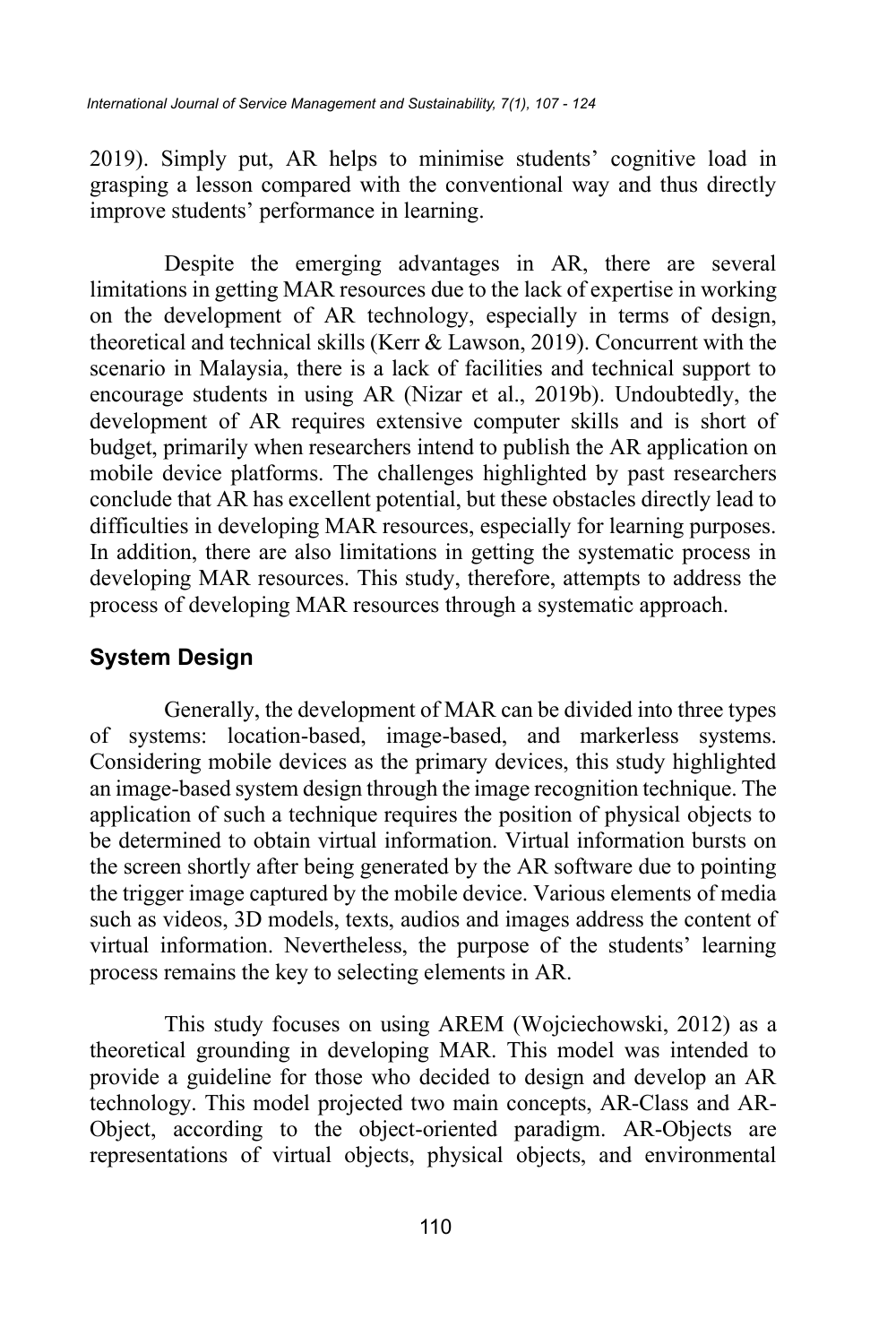2019). Simply put, AR helps to minimise students' cognitive load in grasping a lesson compared with the conventional way and thus directly improve students' performance in learning.

Despite the emerging advantages in AR, there are several limitations in getting MAR resources due to the lack of expertise in working on the development of AR technology, especially in terms of design, theoretical and technical skills (Kerr & Lawson, 2019). Concurrent with the scenario in Malaysia, there is a lack of facilities and technical support to encourage students in using AR (Nizar et al., 2019b). Undoubtedly, the development of AR requires extensive computer skills and is short of budget, primarily when researchers intend to publish the AR application on mobile device platforms. The challenges highlighted by past researchers conclude that AR has excellent potential, but these obstacles directly lead to difficulties in developing MAR resources, especially for learning purposes. In addition, there are also limitations in getting the systematic process in developing MAR resources. This study, therefore, attempts to address the process of developing MAR resources through a systematic approach.

## System Design

Generally, the development of MAR can be divided into three types of systems: location-based, image-based, and markerless systems. Considering mobile devices as the primary devices, this study highlighted an image-based system design through the image recognition technique. The application of such a technique requires the position of physical objects to be determined to obtain virtual information. Virtual information bursts on the screen shortly after being generated by the AR software due to pointing the trigger image captured by the mobile device. Various elements of media such as videos, 3D models, texts, audios and images address the content of virtual information. Nevertheless, the purpose of the students' learning process remains the key to selecting elements in AR.

This study focuses on using AREM (Wojciechowski, 2012) as a theoretical grounding in developing MAR. This model was intended to provide a guideline for those who decided to design and develop an AR technology. This model projected two main concepts, AR-Class and AR-Object, according to the object-oriented paradigm. AR-Objects are representations of virtual objects, physical objects, and environmental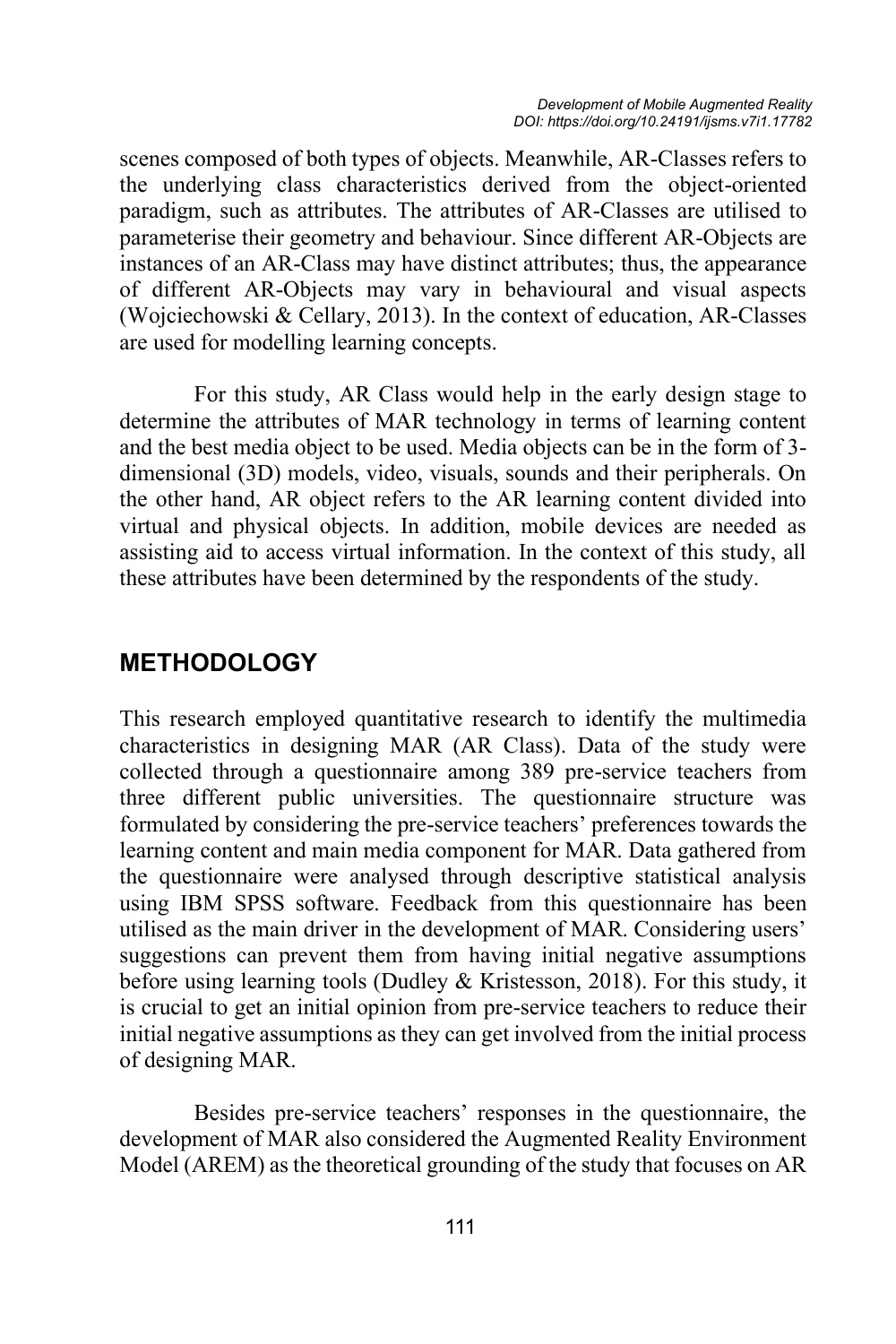scenes composed of both types of objects. Meanwhile, AR-Classes refers to the underlying class characteristics derived from the object-oriented paradigm, such as attributes. The attributes of AR-Classes are utilised to parameterise their geometry and behaviour. Since different AR-Objects are instances of an AR-Class may have distinct attributes; thus, the appearance of different AR-Objects may vary in behavioural and visual aspects (Wojciechowski & Cellary, 2013). In the context of education, AR-Classes are used for modelling learning concepts.

For this study, AR Class would help in the early design stage to determine the attributes of MAR technology in terms of learning content and the best media object to be used. Media objects can be in the form of 3-dimensional (3D) models, video, visuals, sounds and their peripherals. On the other hand, AR object refers to the AR learning content divided into virtual and physical objects. In addition, mobile devices are needed as assisting aid to access virtual information. In the context of this study, all these attributes have been determined by the respondents of the study.

## METHODOLOGY

This research employed quantitative research to identify the multimedia characteristics in designing MAR (AR Class). Data of the study were collected through a questionnaire among 389 pre-service teachers from three different public universities. The questionnaire structure was formulated by considering the pre-service teachers' preferences towards the learning content and main media component for MAR. Data gathered from the questionnaire were analysed through descriptive statistical analysis using IBM SPSS software. Feedback from this questionnaire has been utilised as the main driver in the development of MAR. Considering users' suggestions can prevent them from having initial negative assumptions before using learning tools (Dudley & Kristesson, 2018). For this study, it is crucial to get an initial opinion from pre-service teachers to reduce their initial negative assumptions as they can get involved from the initial process of designing MAR.

Besides pre-service teachers' responses in the questionnaire, the development of MAR also considered the Augmented Reality Environment Model (AREM) as the theoretical grounding of the study that focuses on AR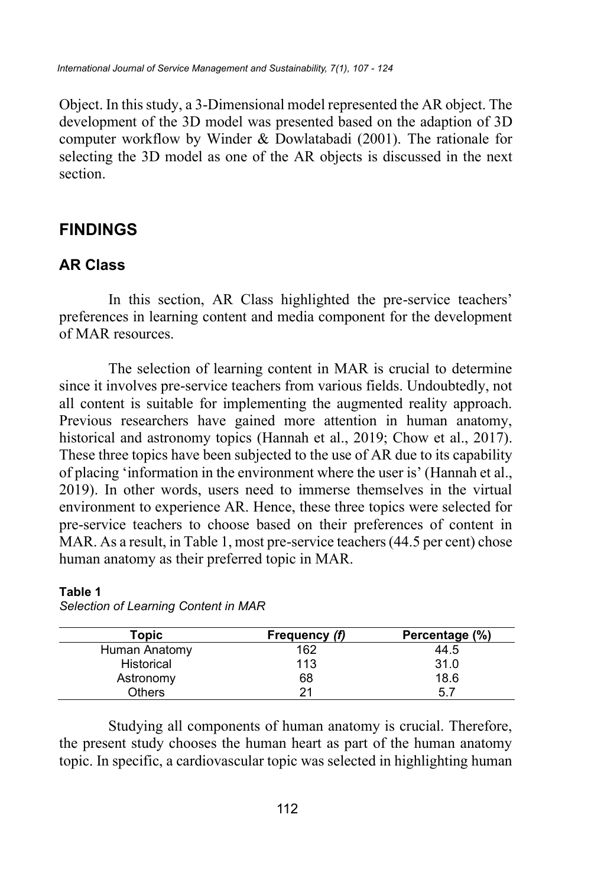Object. In this study, a 3-Dimensional model represented the AR object. The development of the 3D model was presented based on the adaption of 3D computer workflow by Winder & Dowlatabadi (2001). The rationale for selecting the 3D model as one of the AR objects is discussed in the next section.

## FINDINGS

### AR Class

In this section, AR Class highlighted the pre-service teachers' preferences in learning content and media component for the development of MAR resources.

The selection of learning content in MAR is crucial to determine since it involves pre-service teachers from various fields. Undoubtedly, not all content is suitable for implementing the augmented reality approach. Previous researchers have gained more attention in human anatomy, historical and astronomy topics (Hannah et al., 2019; Chow et al., 2017). These three topics have been subjected to the use of AR due to its capability of placing 'information in the environment where the user is' (Hannah et al., 2019). In other words, users need to immerse themselves in the virtual environment to experience AR. Hence, these three topics were selected for pre-service teachers to choose based on their preferences of content in MAR. As a result, in Table 1, most pre-service teachers (44.5 per cent) chose human anatomy as their preferred topic in MAR.

**Table 1**
*Selection of Learning Content in MAR*

| Topic | Frequency *(f)* | Percentage (%) |
|---|---|---|
| Human Anatomy | 162 | 44.5 |
| Historical | 113 | 31.0 |
| Astronomy | 68 | 18.6 |
| Others | 21 | 5.7 |

Studying all components of human anatomy is crucial. Therefore, the present study chooses the human heart as part of the human anatomy topic. In specific, a cardiovascular topic was selected in highlighting human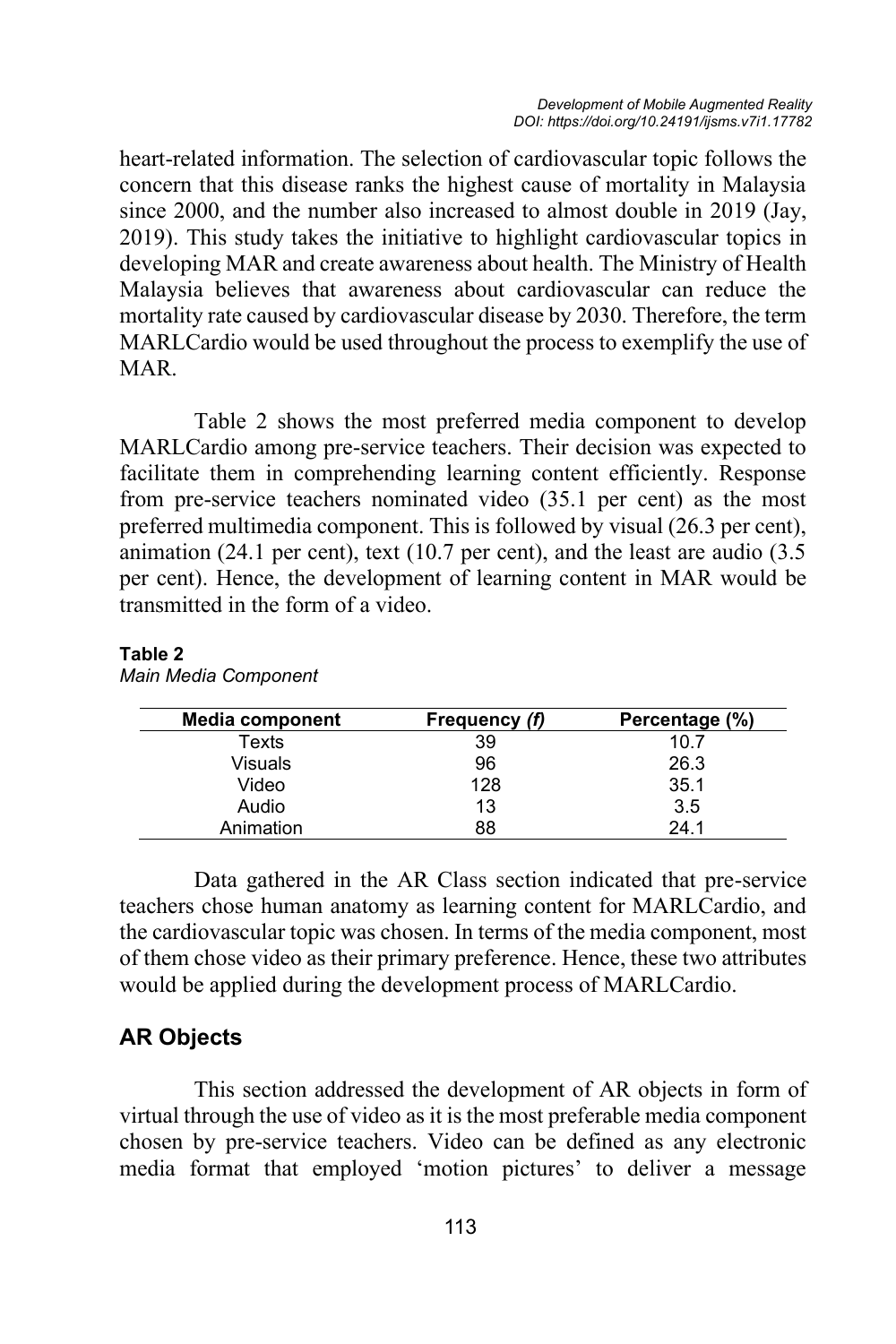heart-related information. The selection of cardiovascular topic follows the concern that this disease ranks the highest cause of mortality in Malaysia since 2000, and the number also increased to almost double in 2019 (Jay, 2019). This study takes the initiative to highlight cardiovascular topics in developing MAR and create awareness about health. The Ministry of Health Malaysia believes that awareness about cardiovascular can reduce the mortality rate caused by cardiovascular disease by 2030. Therefore, the term MARLCardio would be used throughout the process to exemplify the use of MAR.

Table 2 shows the most preferred media component to develop MARLCardio among pre-service teachers. Their decision was expected to facilitate them in comprehending learning content efficiently. Response from pre-service teachers nominated video (35.1 per cent) as the most preferred multimedia component. This is followed by visual (26.3 per cent), animation (24.1 per cent), text (10.7 per cent), and the least are audio (3.5 per cent). Hence, the development of learning content in MAR would be transmitted in the form of a video.

**Table 2**
*Main Media Component*

| Media component | Frequency *(f)* | Percentage (%) |
|---|---|---|
| Texts | 39 | 10.7 |
| Visuals | 96 | 26.3 |
| Video | 128 | 35.1 |
| Audio | 13 | 3.5 |
| Animation | 88 | 24.1 |

Data gathered in the AR Class section indicated that pre-service teachers chose human anatomy as learning content for MARLCardio, and the cardiovascular topic was chosen. In terms of the media component, most of them chose video as their primary preference. Hence, these two attributes would be applied during the development process of MARLCardio.

## AR Objects

This section addressed the development of AR objects in form of virtual through the use of video as it is the most preferable media component chosen by pre-service teachers. Video can be defined as any electronic media format that employed 'motion pictures' to deliver a message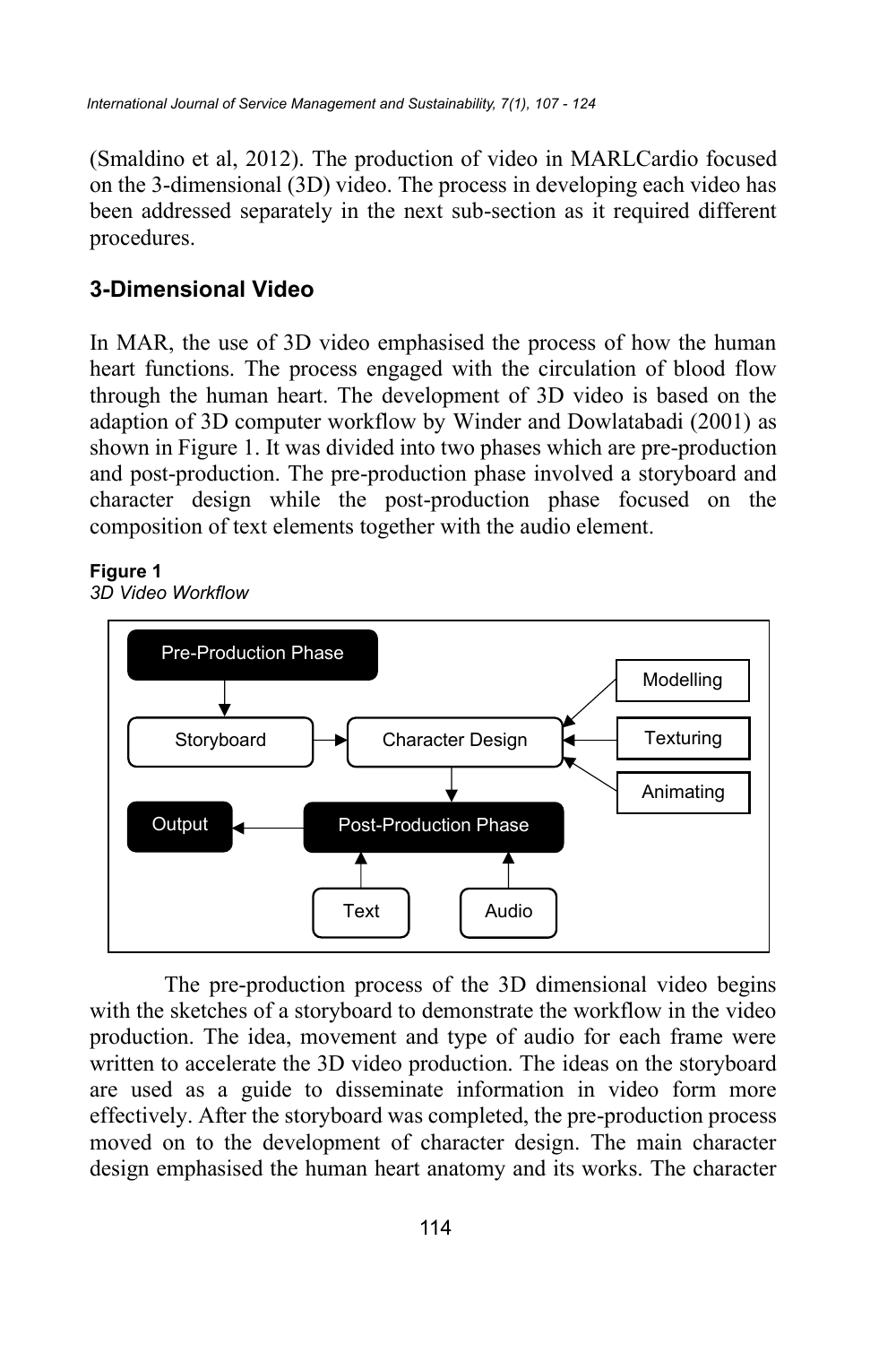(Smaldino et al, 2012). The production of video in MARLCardio focused on the 3-dimensional (3D) video. The process in developing each video has been addressed separately in the next sub-section as it required different procedures.

## 3-Dimensional Video

In MAR, the use of 3D video emphasised the process of how the human heart functions. The process engaged with the circulation of blood flow through the human heart. The development of 3D video is based on the adaption of 3D computer workflow by Winder and Dowlatabadi (2001) as shown in Figure 1. It was divided into two phases which are pre-production and post-production. The pre-production phase involved a storyboard and character design while the post-production phase focused on the composition of text elements together with the audio element.

**Figure 1**
*3D Video Workflow*

Pre-Production Phase → Storyboard → Character Design (← Modelling, Texturing, Animating) → Post-Production Phase (← Text, Audio) → Output

The pre-production process of the 3D dimensional video begins with the sketches of a storyboard to demonstrate the workflow in the video production. The idea, movement and type of audio for each frame were written to accelerate the 3D video production. The ideas on the storyboard are used as a guide to disseminate information in video form more effectively. After the storyboard was completed, the pre-production process moved on to the development of character design. The main character design emphasised the human heart anatomy and its works. The character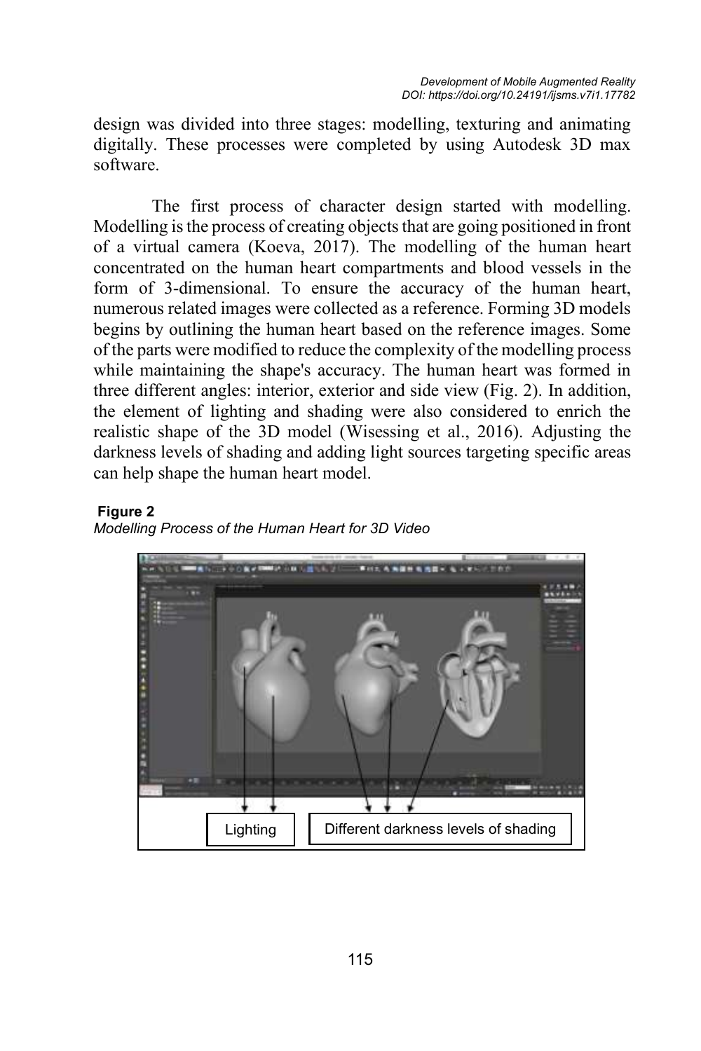design was divided into three stages: modelling, texturing and animating digitally. These processes were completed by using Autodesk 3D max software.

The first process of character design started with modelling. Modelling is the process of creating objects that are going positioned in front of a virtual camera (Koeva, 2017). The modelling of the human heart concentrated on the human heart compartments and blood vessels in the form of 3-dimensional. To ensure the accuracy of the human heart, numerous related images were collected as a reference. Forming 3D models begins by outlining the human heart based on the reference images. Some of the parts were modified to reduce the complexity of the modelling process while maintaining the shape's accuracy. The human heart was formed in three different angles: interior, exterior and side view (Fig. 2). In addition, the element of lighting and shading were also considered to enrich the realistic shape of the 3D model (Wisessing et al., 2016). Adjusting the darkness levels of shading and adding light sources targeting specific areas can help shape the human heart model.

**Figure 2**

*Modelling Process of the Human Heart for 3D Video*

Lighting | Different darkness levels of shading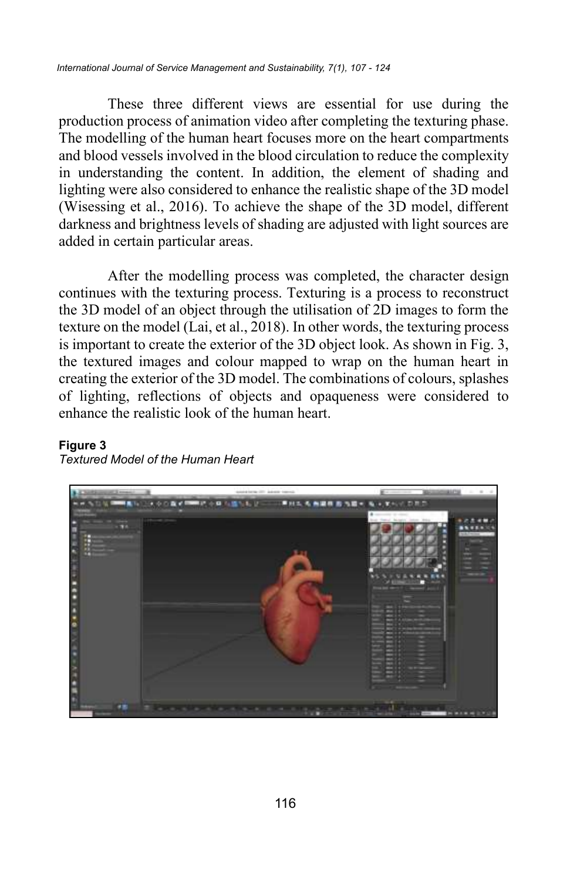These three different views are essential for use during the production process of animation video after completing the texturing phase. The modelling of the human heart focuses more on the heart compartments and blood vessels involved in the blood circulation to reduce the complexity in understanding the content. In addition, the element of shading and lighting were also considered to enhance the realistic shape of the 3D model (Wisessing et al., 2016). To achieve the shape of the 3D model, different darkness and brightness levels of shading are adjusted with light sources are added in certain particular areas.

After the modelling process was completed, the character design continues with the texturing process. Texturing is a process to reconstruct the 3D model of an object through the utilisation of 2D images to form the texture on the model (Lai, et al., 2018). In other words, the texturing process is important to create the exterior of the 3D object look. As shown in Fig. 3, the textured images and colour mapped to wrap on the human heart in creating the exterior of the 3D model. The combinations of colours, splashes of lighting, reflections of objects and opaqueness were considered to enhance the realistic look of the human heart.

**Figure 3**
*Textured Model of the Human Heart*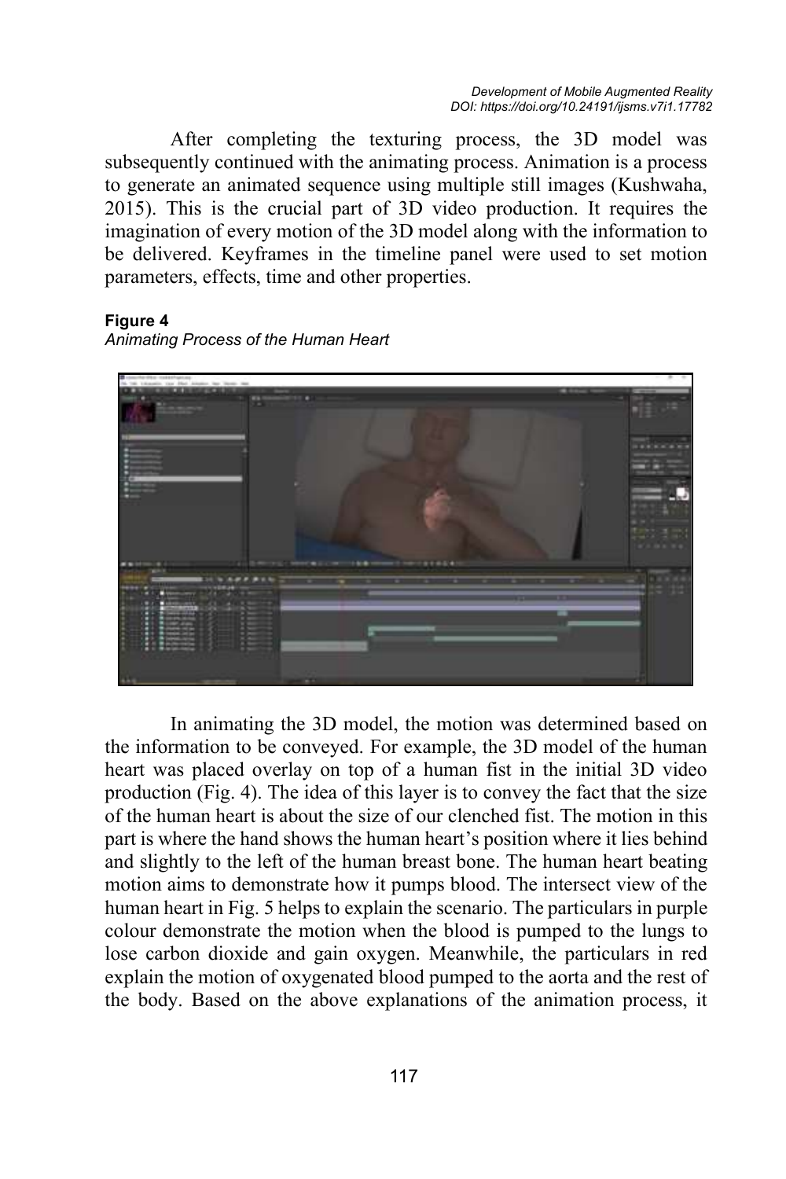After completing the texturing process, the 3D model was subsequently continued with the animating process. Animation is a process to generate an animated sequence using multiple still images (Kushwaha, 2015). This is the crucial part of 3D video production. It requires the imagination of every motion of the 3D model along with the information to be delivered. Keyframes in the timeline panel were used to set motion parameters, effects, time and other properties.

**Figure 4**
*Animating Process of the Human Heart*

In animating the 3D model, the motion was determined based on the information to be conveyed. For example, the 3D model of the human heart was placed overlay on top of a human fist in the initial 3D video production (Fig. 4). The idea of this layer is to convey the fact that the size of the human heart is about the size of our clenched fist. The motion in this part is where the hand shows the human heart's position where it lies behind and slightly to the left of the human breast bone. The human heart beating motion aims to demonstrate how it pumps blood. The intersect view of the human heart in Fig. 5 helps to explain the scenario. The particulars in purple colour demonstrate the motion when the blood is pumped to the lungs to lose carbon dioxide and gain oxygen. Meanwhile, the particulars in red explain the motion of oxygenated blood pumped to the aorta and the rest of the body. Based on the above explanations of the animation process, it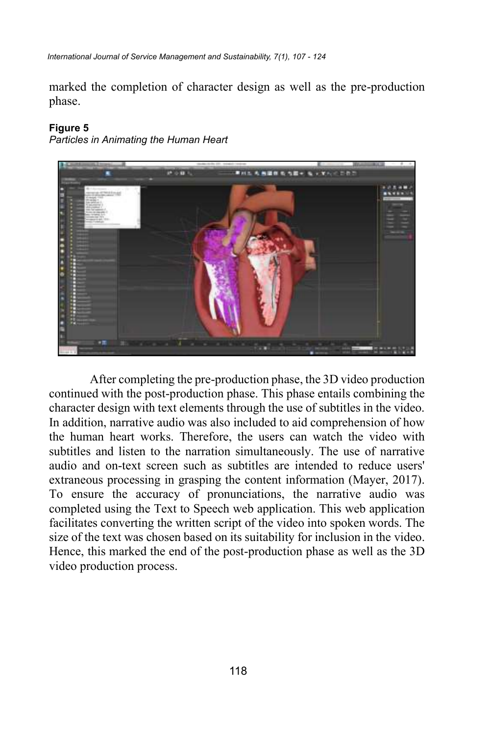marked the completion of character design as well as the pre-production phase.

**Figure 5**

*Particles in Animating the Human Heart*

After completing the pre-production phase, the 3D video production continued with the post-production phase. This phase entails combining the character design with text elements through the use of subtitles in the video. In addition, narrative audio was also included to aid comprehension of how the human heart works. Therefore, the users can watch the video with subtitles and listen to the narration simultaneously. The use of narrative audio and on-text screen such as subtitles are intended to reduce users' extraneous processing in grasping the content information (Mayer, 2017). To ensure the accuracy of pronunciations, the narrative audio was completed using the Text to Speech web application. This web application facilitates converting the written script of the video into spoken words. The size of the text was chosen based on its suitability for inclusion in the video. Hence, this marked the end of the post-production phase as well as the 3D video production process.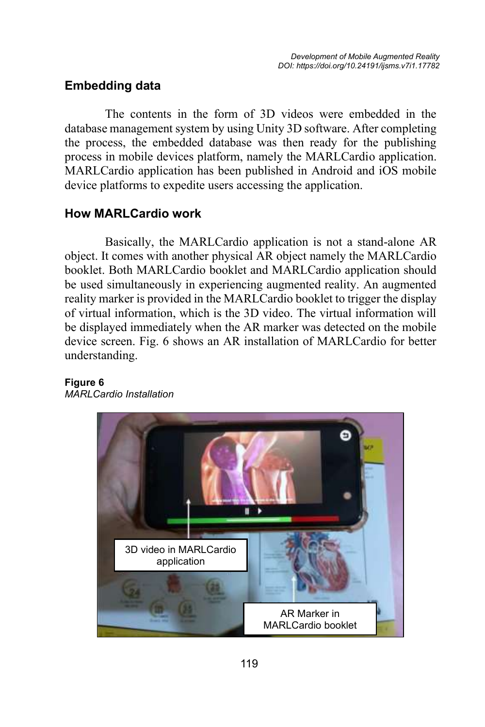## Embedding data

The contents in the form of 3D videos were embedded in the database management system by using Unity 3D software. After completing the process, the embedded database was then ready for the publishing process in mobile devices platform, namely the MARLCardio application. MARLCardio application has been published in Android and iOS mobile device platforms to expedite users accessing the application.

## How MARLCardio work

Basically, the MARLCardio application is not a stand-alone AR object. It comes with another physical AR object namely the MARLCardio booklet. Both MARLCardio booklet and MARLCardio application should be used simultaneously in experiencing augmented reality. An augmented reality marker is provided in the MARLCardio booklet to trigger the display of virtual information, which is the 3D video. The virtual information will be displayed immediately when the AR marker was detected on the mobile device screen. Fig. 6 shows an AR installation of MARLCardio for better understanding.

**Figure 6**
*MARLCardio Installation*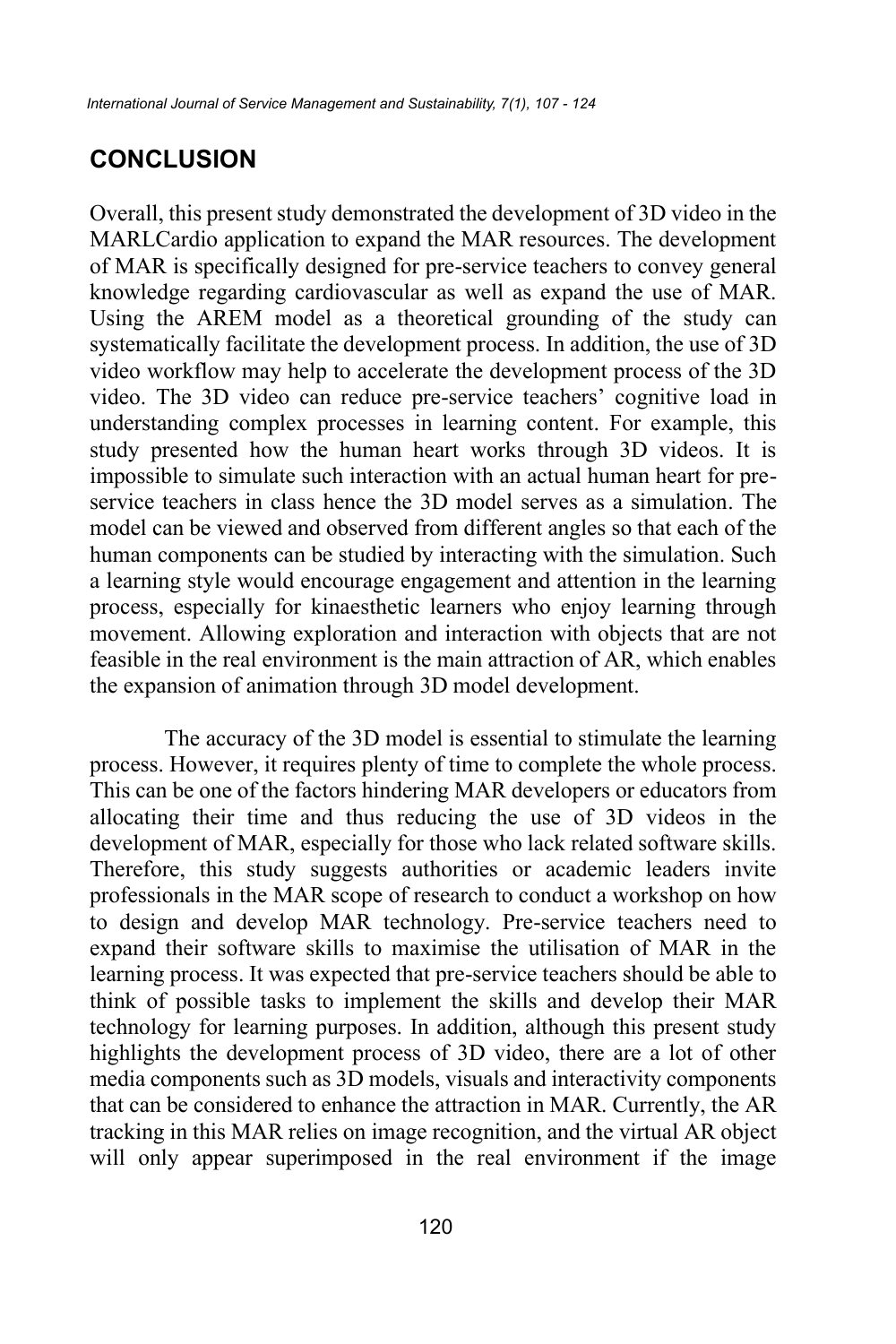## CONCLUSION

Overall, this present study demonstrated the development of 3D video in the MARLCardio application to expand the MAR resources. The development of MAR is specifically designed for pre-service teachers to convey general knowledge regarding cardiovascular as well as expand the use of MAR. Using the AREM model as a theoretical grounding of the study can systematically facilitate the development process. In addition, the use of 3D video workflow may help to accelerate the development process of the 3D video. The 3D video can reduce pre-service teachers' cognitive load in understanding complex processes in learning content. For example, this study presented how the human heart works through 3D videos. It is impossible to simulate such interaction with an actual human heart for pre-service teachers in class hence the 3D model serves as a simulation. The model can be viewed and observed from different angles so that each of the human components can be studied by interacting with the simulation. Such a learning style would encourage engagement and attention in the learning process, especially for kinaesthetic learners who enjoy learning through movement. Allowing exploration and interaction with objects that are not feasible in the real environment is the main attraction of AR, which enables the expansion of animation through 3D model development.

The accuracy of the 3D model is essential to stimulate the learning process. However, it requires plenty of time to complete the whole process. This can be one of the factors hindering MAR developers or educators from allocating their time and thus reducing the use of 3D videos in the development of MAR, especially for those who lack related software skills. Therefore, this study suggests authorities or academic leaders invite professionals in the MAR scope of research to conduct a workshop on how to design and develop MAR technology. Pre-service teachers need to expand their software skills to maximise the utilisation of MAR in the learning process. It was expected that pre-service teachers should be able to think of possible tasks to implement the skills and develop their MAR technology for learning purposes. In addition, although this present study highlights the development process of 3D video, there are a lot of other media components such as 3D models, visuals and interactivity components that can be considered to enhance the attraction in MAR. Currently, the AR tracking in this MAR relies on image recognition, and the virtual AR object will only appear superimposed in the real environment if the image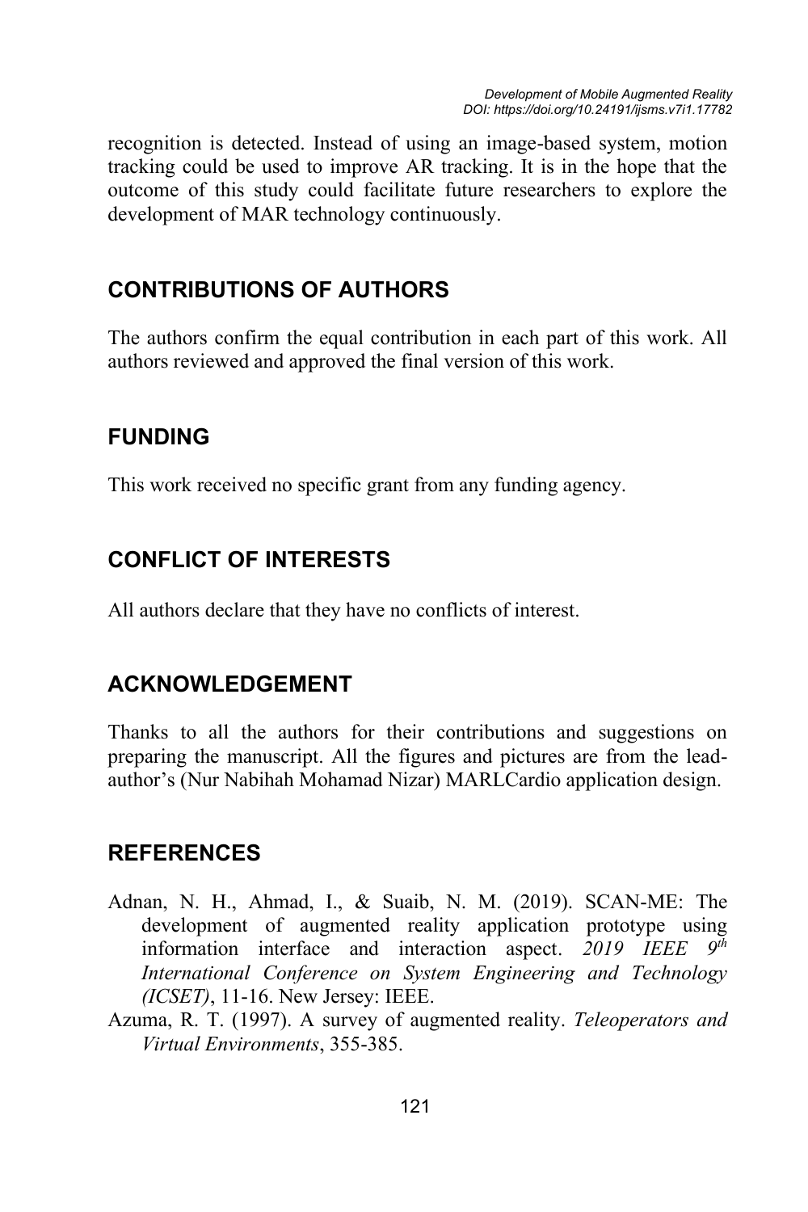recognition is detected. Instead of using an image-based system, motion tracking could be used to improve AR tracking. It is in the hope that the outcome of this study could facilitate future researchers to explore the development of MAR technology continuously.

## CONTRIBUTIONS OF AUTHORS

The authors confirm the equal contribution in each part of this work. All authors reviewed and approved the final version of this work.

## FUNDING

This work received no specific grant from any funding agency.

## CONFLICT OF INTERESTS

All authors declare that they have no conflicts of interest.

## ACKNOWLEDGEMENT

Thanks to all the authors for their contributions and suggestions on preparing the manuscript. All the figures and pictures are from the lead-author's (Nur Nabihah Mohamad Nizar) MARLCardio application design.

## REFERENCES

Adnan, N. H., Ahmad, I., & Suaib, N. M. (2019). SCAN-ME: The development of augmented reality application prototype using information interface and interaction aspect. *2019 IEEE 9th International Conference on System Engineering and Technology (ICSET)*, 11-16. New Jersey: IEEE.

Azuma, R. T. (1997). A survey of augmented reality. *Teleoperators and Virtual Environments*, 355-385.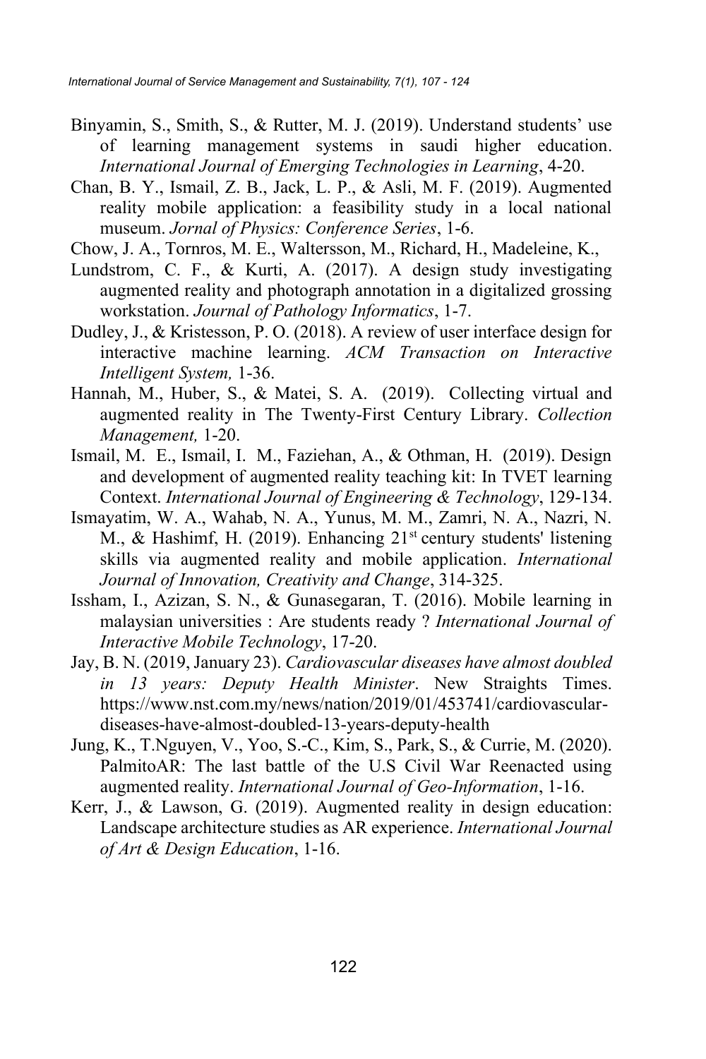Binyamin, S., Smith, S., & Rutter, M. J. (2019). Understand students' use of learning management systems in saudi higher education. *International Journal of Emerging Technologies in Learning*, 4-20.

Chan, B. Y., Ismail, Z. B., Jack, L. P., & Asli, M. F. (2019). Augmented reality mobile application: a feasibility study in a local national museum. *Jornal of Physics: Conference Series*, 1-6.

Chow, J. A., Tornros, M. E., Waltersson, M., Richard, H., Madeleine, K.,

Lundstrom, C. F., & Kurti, A. (2017). A design study investigating augmented reality and photograph annotation in a digitalized grossing workstation. *Journal of Pathology Informatics*, 1-7.

Dudley, J., & Kristesson, P. O. (2018). A review of user interface design for interactive machine learning. *ACM Transaction on Interactive Intelligent System,* 1-36.

Hannah, M., Huber, S., & Matei, S. A. (2019). Collecting virtual and augmented reality in The Twenty-First Century Library. *Collection Management,* 1-20.

Ismail, M. E., Ismail, I. M., Faziehan, A., & Othman, H. (2019). Design and development of augmented reality teaching kit: In TVET learning Context. *International Journal of Engineering & Technology*, 129-134.

Ismayatim, W. A., Wahab, N. A., Yunus, M. M., Zamri, N. A., Nazri, N. M., & Hashimf, H. (2019). Enhancing 21st century students' listening skills via augmented reality and mobile application. *International Journal of Innovation, Creativity and Change*, 314-325.

Issham, I., Azizan, S. N., & Gunasegaran, T. (2016). Mobile learning in malaysian universities : Are students ready ? *International Journal of Interactive Mobile Technology*, 17-20.

Jay, B. N. (2019, January 23). *Cardiovascular diseases have almost doubled in 13 years: Deputy Health Minister*. New Straights Times. https://www.nst.com.my/news/nation/2019/01/453741/cardiovascular-diseases-have-almost-doubled-13-years-deputy-health

Jung, K., T.Nguyen, V., Yoo, S.-C., Kim, S., Park, S., & Currie, M. (2020). PalmitoAR: The last battle of the U.S Civil War Reenacted using augmented reality. *International Journal of Geo-Information*, 1-16.

Kerr, J., & Lawson, G. (2019). Augmented reality in design education: Landscape architecture studies as AR experience. *International Journal of Art & Design Education*, 1-16.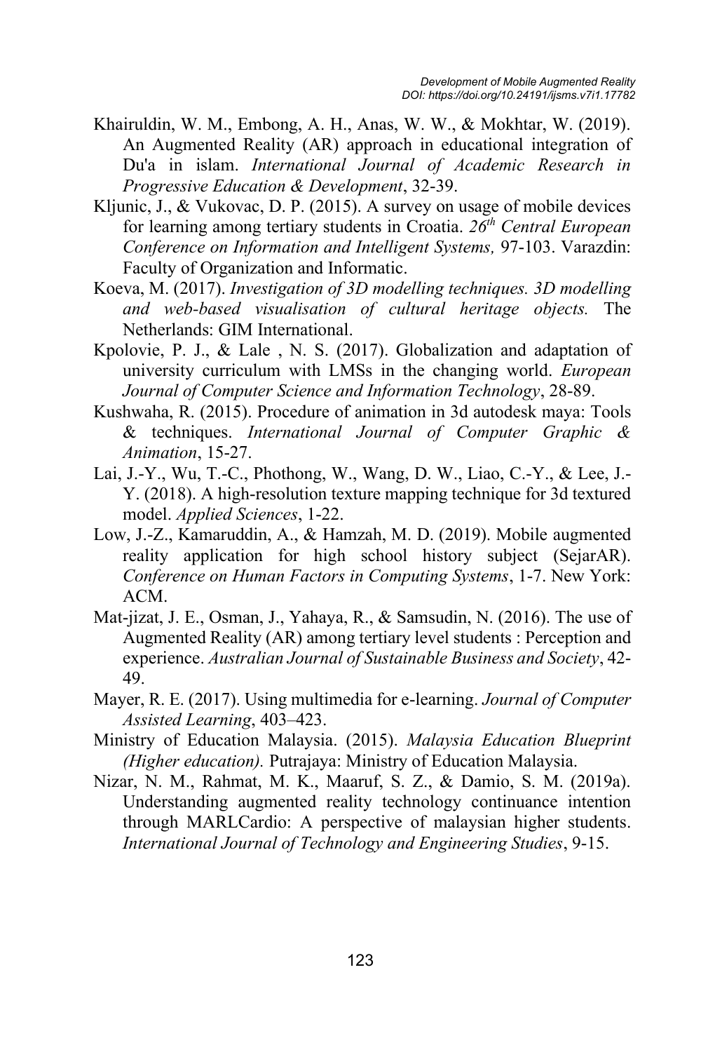Khairuldin, W. M., Embong, A. H., Anas, W. W., & Mokhtar, W. (2019). An Augmented Reality (AR) approach in educational integration of Du'a in islam. *International Journal of Academic Research in Progressive Education & Development*, 32-39.

Kljunic, J., & Vukovac, D. P. (2015). A survey on usage of mobile devices for learning among tertiary students in Croatia. *26th Central European Conference on Information and Intelligent Systems,* 97-103. Varazdin: Faculty of Organization and Informatic.

Koeva, M. (2017). *Investigation of 3D modelling techniques. 3D modelling and web-based visualisation of cultural heritage objects.* The Netherlands: GIM International.

Kpolovie, P. J., & Lale , N. S. (2017). Globalization and adaptation of university curriculum with LMSs in the changing world. *European Journal of Computer Science and Information Technology*, 28-89.

Kushwaha, R. (2015). Procedure of animation in 3d autodesk maya: Tools & techniques. *International Journal of Computer Graphic & Animation*, 15-27.

Lai, J.-Y., Wu, T.-C., Phothong, W., Wang, D. W., Liao, C.-Y., & Lee, J.-Y. (2018). A high-resolution texture mapping technique for 3d textured model. *Applied Sciences*, 1-22.

Low, J.-Z., Kamaruddin, A., & Hamzah, M. D. (2019). Mobile augmented reality application for high school history subject (SejarAR). *Conference on Human Factors in Computing Systems*, 1-7. New York: ACM.

Mat-jizat, J. E., Osman, J., Yahaya, R., & Samsudin, N. (2016). The use of Augmented Reality (AR) among tertiary level students : Perception and experience. *Australian Journal of Sustainable Business and Society*, 42-49.

Mayer, R. E. (2017). Using multimedia for e-learning. *Journal of Computer Assisted Learning*, 403–423.

Ministry of Education Malaysia. (2015). *Malaysia Education Blueprint (Higher education).* Putrajaya: Ministry of Education Malaysia.

Nizar, N. M., Rahmat, M. K., Maaruf, S. Z., & Damio, S. M. (2019a). Understanding augmented reality technology continuance intention through MARLCardio: A perspective of malaysian higher students. *International Journal of Technology and Engineering Studies*, 9-15.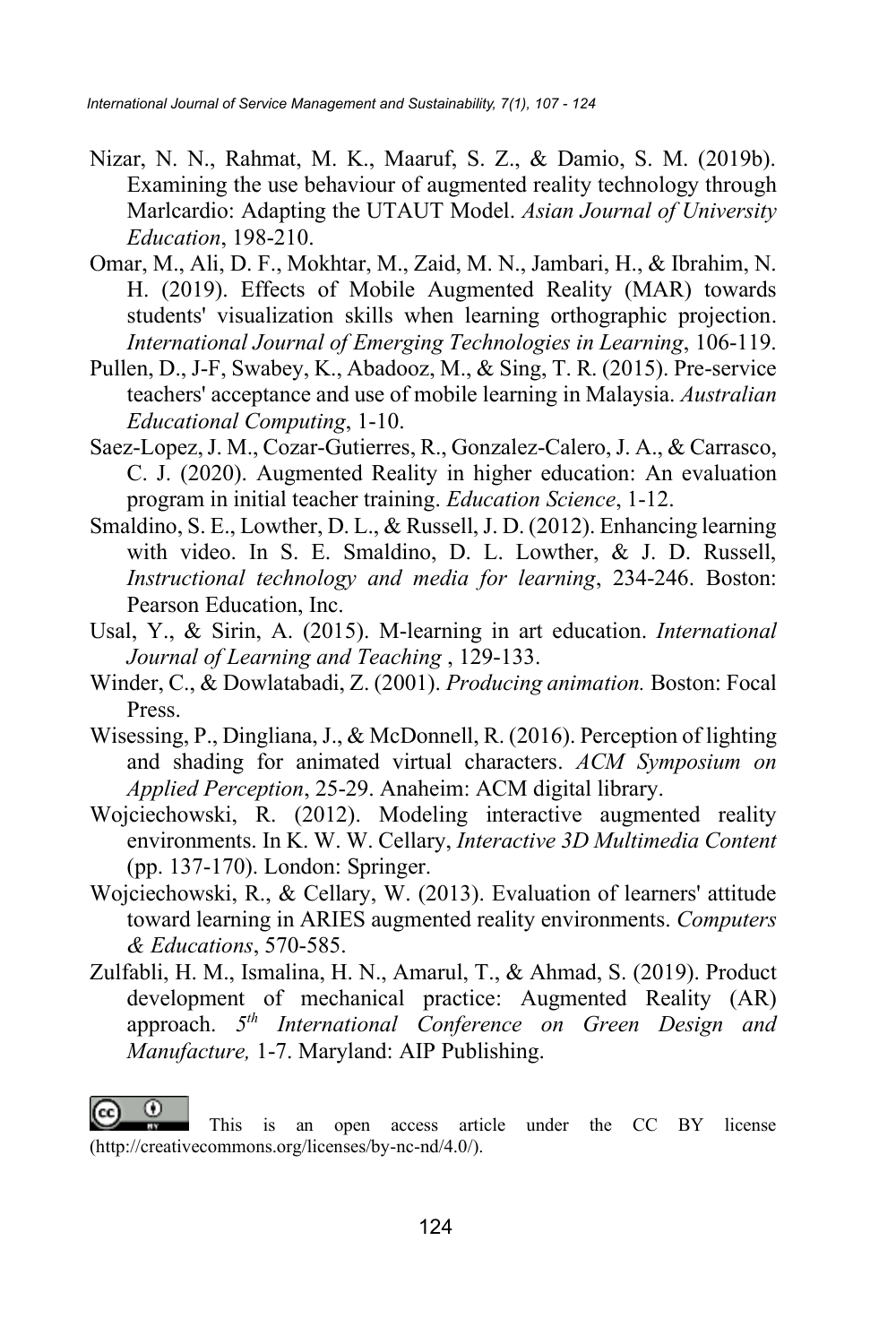Nizar, N. N., Rahmat, M. K., Maaruf, S. Z., & Damio, S. M. (2019b). Examining the use behaviour of augmented reality technology through Marlcardio: Adapting the UTAUT Model. *Asian Journal of University Education*, 198-210.

Omar, M., Ali, D. F., Mokhtar, M., Zaid, M. N., Jambari, H., & Ibrahim, N. H. (2019). Effects of Mobile Augmented Reality (MAR) towards students' visualization skills when learning orthographic projection. *International Journal of Emerging Technologies in Learning*, 106-119.

Pullen, D., J-F, Swabey, K., Abadooz, M., & Sing, T. R. (2015). Pre-service teachers' acceptance and use of mobile learning in Malaysia. *Australian Educational Computing*, 1-10.

Saez-Lopez, J. M., Cozar-Gutierres, R., Gonzalez-Calero, J. A., & Carrasco, C. J. (2020). Augmented Reality in higher education: An evaluation program in initial teacher training. *Education Science*, 1-12.

Smaldino, S. E., Lowther, D. L., & Russell, J. D. (2012). Enhancing learning with video. In S. E. Smaldino, D. L. Lowther, & J. D. Russell, *Instructional technology and media for learning*, 234-246. Boston: Pearson Education, Inc.

Usal, Y., & Sirin, A. (2015). M-learning in art education. *International Journal of Learning and Teaching* , 129-133.

Winder, C., & Dowlatabadi, Z. (2001). *Producing animation.* Boston: Focal Press.

Wisessing, P., Dingliana, J., & McDonnell, R. (2016). Perception of lighting and shading for animated virtual characters. *ACM Symposium on Applied Perception*, 25-29. Anaheim: ACM digital library.

Wojciechowski, R. (2012). Modeling interactive augmented reality environments. In K. W. W. Cellary, *Interactive 3D Multimedia Content* (pp. 137-170). London: Springer.

Wojciechowski, R., & Cellary, W. (2013). Evaluation of learners' attitude toward learning in ARIES augmented reality environments. *Computers & Educations*, 570-585.

Zulfabli, H. M., Ismalina, H. N., Amarul, T., & Ahmad, S. (2019). Product development of mechanical practice: Augmented Reality (AR) approach. *5th International Conference on Green Design and Manufacture,* 1-7. Maryland: AIP Publishing.

This is an open access article under the CC BY license (http://creativecommons.org/licenses/by-nc-nd/4.0/).